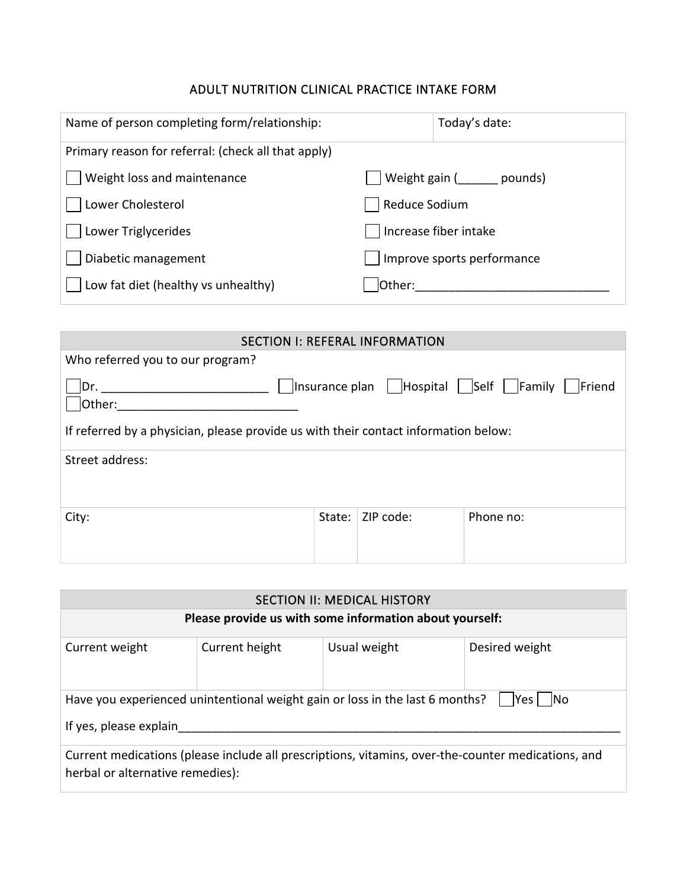# ADULT NUTRITION CLINICAL PRACTICE INTAKE FORM

| Name of person completing form/relationship: | Today's date: |
|---|---|

Primary reason for referral: (check all that apply)

- [ ] Weight loss and maintenance
- [ ] Weight gain (______ pounds)
- [ ] Lower Cholesterol
- [ ] Reduce Sodium
- [ ] Lower Triglycerides
- [ ] Increase fiber intake
- [ ] Diabetic management
- [ ] Improve sports performance
- [ ] Low fat diet (healthy vs unhealthy)
- [ ] Other:____________________________

## SECTION I: REFERAL INFORMATION

Who referred you to our program?

- [ ] Dr. ________________________
- [ ] Insurance plan
- [ ] Hospital
- [ ] Self
- [ ] Family
- [ ] Friend
- [ ] Other:__________________________

If referred by a physician, please provide us with their contact information below:

Street address:

| City: | State: | ZIP code: | Phone no: |
|---|---|---|---|

## SECTION II: MEDICAL HISTORY

**Please provide us with some information about yourself:**

| Current weight | Current height | Usual weight | Desired weight |
|---|---|---|---|
| | | | |

Have you experienced unintentional weight gain or loss in the last 6 months? - [ ] Yes - [ ] No

If yes, please explain______________________________________________________________________

Current medications (please include all prescriptions, vitamins, over-the-counter medications, and herbal or alternative remedies):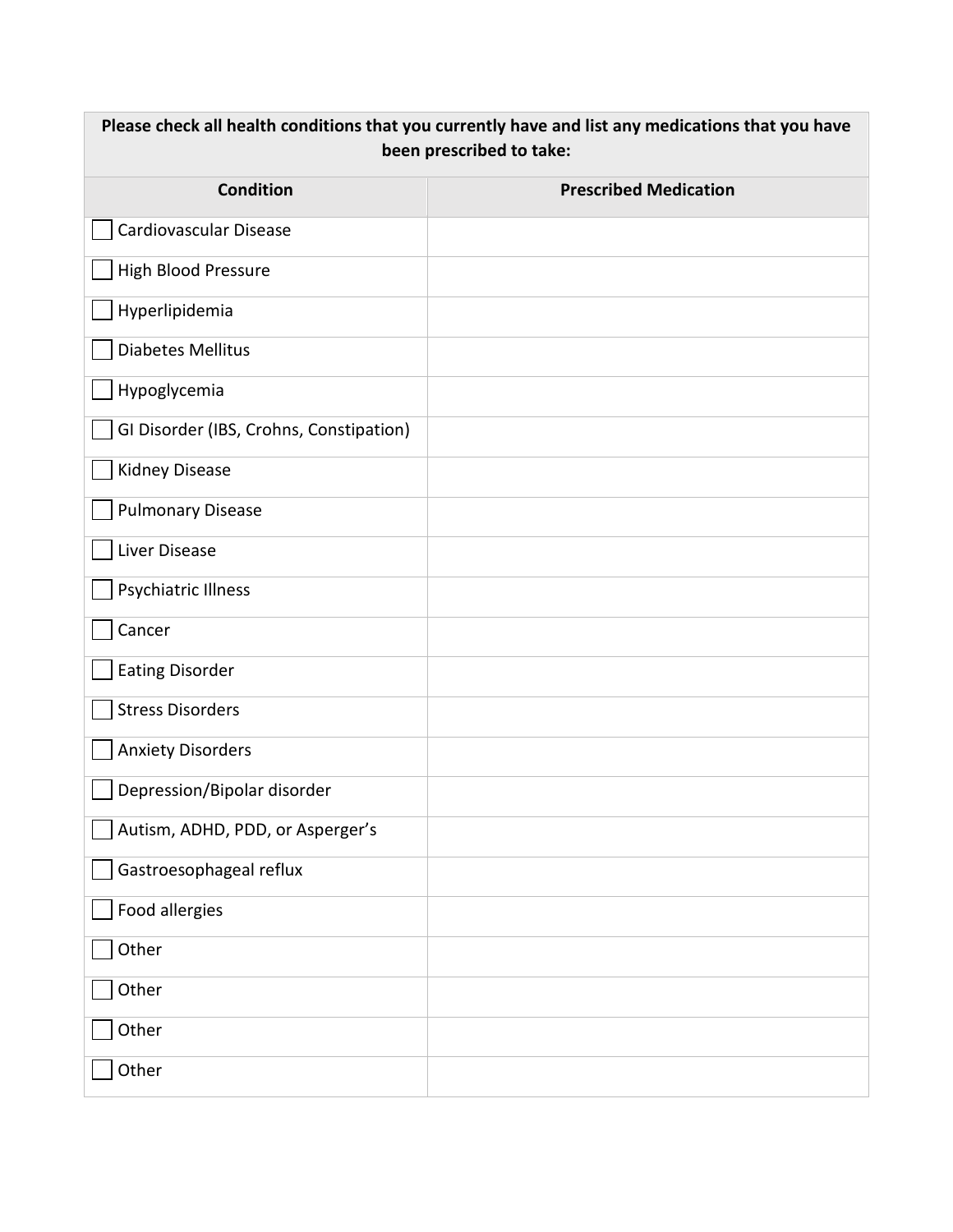| Please check all health conditions that you currently have and list any medications that you have been prescribed to take: | |
|---|---|
| **Condition** | **Prescribed Medication** |
| ☐ Cardiovascular Disease | |
| ☐ High Blood Pressure | |
| ☐ Hyperlipidemia | |
| ☐ Diabetes Mellitus | |
| ☐ Hypoglycemia | |
| ☐ GI Disorder (IBS, Crohns, Constipation) | |
| ☐ Kidney Disease | |
| ☐ Pulmonary Disease | |
| ☐ Liver Disease | |
| ☐ Psychiatric Illness | |
| ☐ Cancer | |
| ☐ Eating Disorder | |
| ☐ Stress Disorders | |
| ☐ Anxiety Disorders | |
| ☐ Depression/Bipolar disorder | |
| ☐ Autism, ADHD, PDD, or Asperger's | |
| ☐ Gastroesophageal reflux | |
| ☐ Food allergies | |
| ☐ Other | |
| ☐ Other | |
| ☐ Other | |
| ☐ Other | |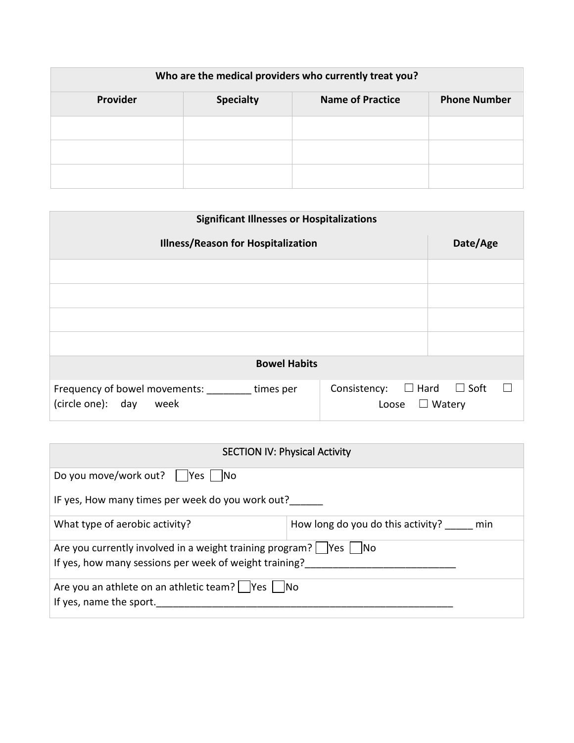| Who are the medical providers who currently treat you? | | | |
|---|---|---|---|
| **Provider** | **Specialty** | **Name of Practice** | **Phone Number** |
| | | | |
| | | | |
| | | | |

| Significant Illnesses or Hospitalizations | |
|---|---|
| **Illness/Reason for Hospitalization** | **Date/Age** |
| | |
| | |
| | |
| | |

| Bowel Habits | |
|---|---|
| Frequency of bowel movements: ________ times per (circle one): day week | Consistency: ☐ Hard ☐ Soft ☐ Loose ☐ Watery |

| SECTION IV: Physical Activity | |
|---|---|
| Do you move/work out? ☐ Yes ☐ No<br><br>IF yes, How many times per week do you work out?______ | |
| What type of aerobic activity? | How long do you do this activity? _____ min |
| Are you currently involved in a weight training program? ☐ Yes ☐ No<br>If yes, how many sessions per week of weight training?___________________________ | |
| Are you an athlete on an athletic team? ☐ Yes ☐ No<br>If yes, name the sport.________________________________________________________ | |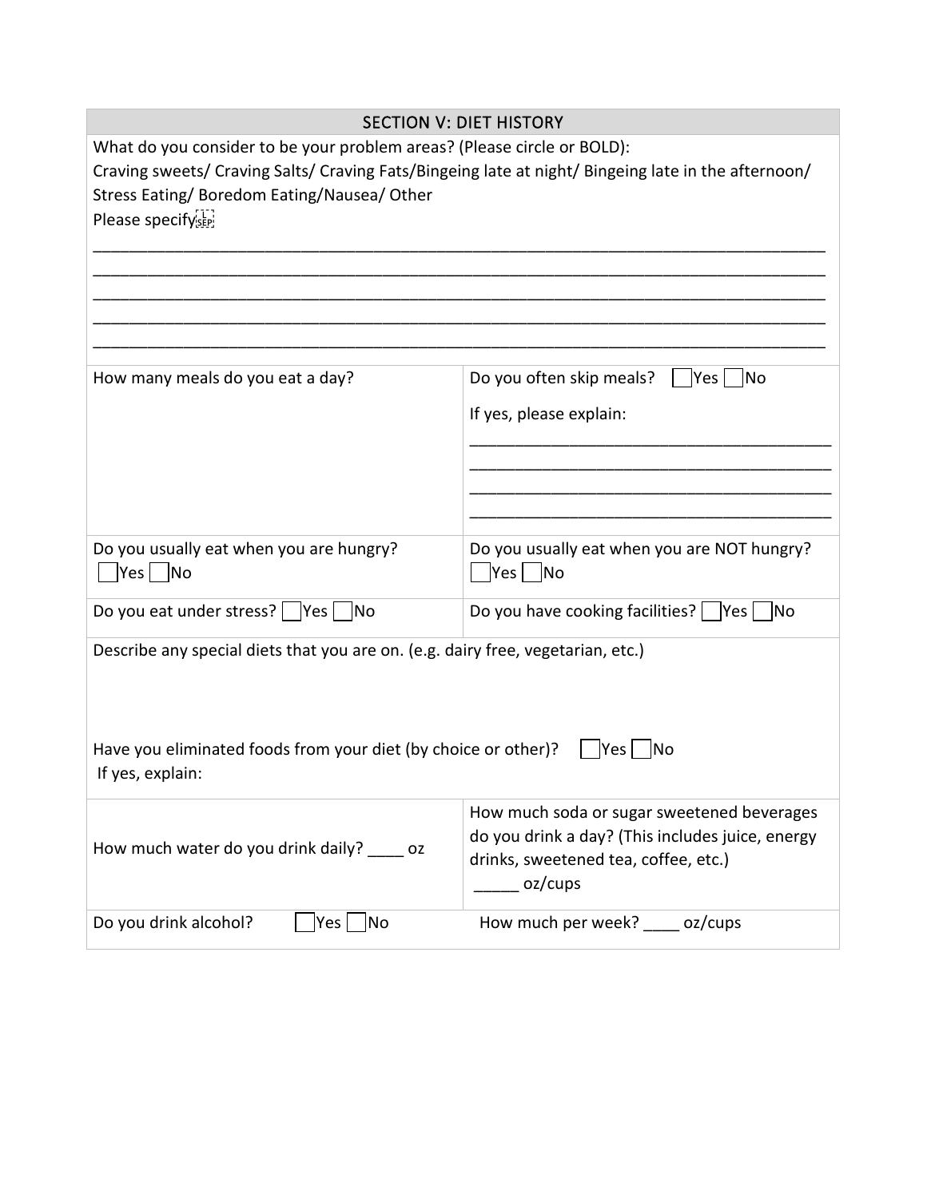## SECTION V: DIET HISTORY

What do you consider to be your problem areas? (Please circle or BOLD):
Craving sweets/ Craving Salts/ Craving Fats/Bingeing late at night/ Bingeing late in the afternoon/ Stress Eating/ Boredom Eating/Nausea/ Other
Please specify

___________________________________________________________________________
___________________________________________________________________________
___________________________________________________________________________
___________________________________________________________________________
___________________________________________________________________________

| | |
|---|---|
| How many meals do you eat a day? | Do you often skip meals? ☐ Yes ☐ No<br>If yes, please explain:<br>________________________________________<br>________________________________________<br>________________________________________<br>________________________________________ |
| Do you usually eat when you are hungry?<br>☐ Yes ☐ No | Do you usually eat when you are NOT hungry?<br>☐ Yes ☐ No |
| Do you eat under stress? ☐ Yes ☐ No | Do you have cooking facilities? ☐ Yes ☐ No |

Describe any special diets that you are on. (e.g. dairy free, vegetarian, etc.)

Have you eliminated foods from your diet (by choice or other)? ☐ Yes ☐ No
If yes, explain:

| | |
|---|---|
| How much water do you drink daily? ____ oz | How much soda or sugar sweetened beverages do you drink a day? (This includes juice, energy drinks, sweetened tea, coffee, etc.)<br>_____ oz/cups |
| Do you drink alcohol? ☐ Yes ☐ No | How much per week? ____ oz/cups |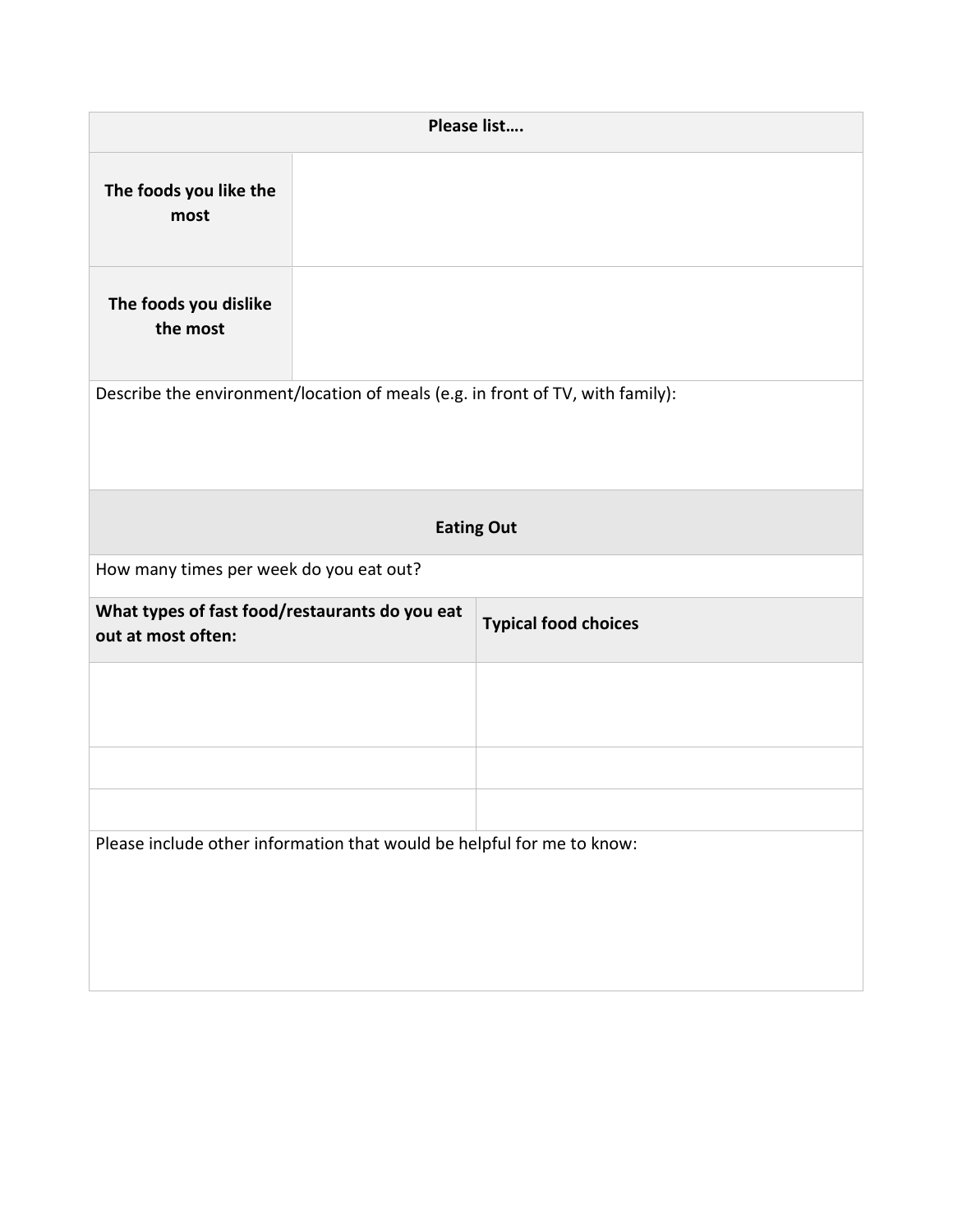| Please list…. | |
|---|---|
| **The foods you like the most** | |
| **The foods you dislike the most** | |

Describe the environment/location of meals (e.g. in front of TV, with family):

## Eating Out

How many times per week do you eat out?

| What types of fast food/restaurants do you eat out at most often: | Typical food choices |
|---|---|
| | |
| | |
| | |

Please include other information that would be helpful for me to know: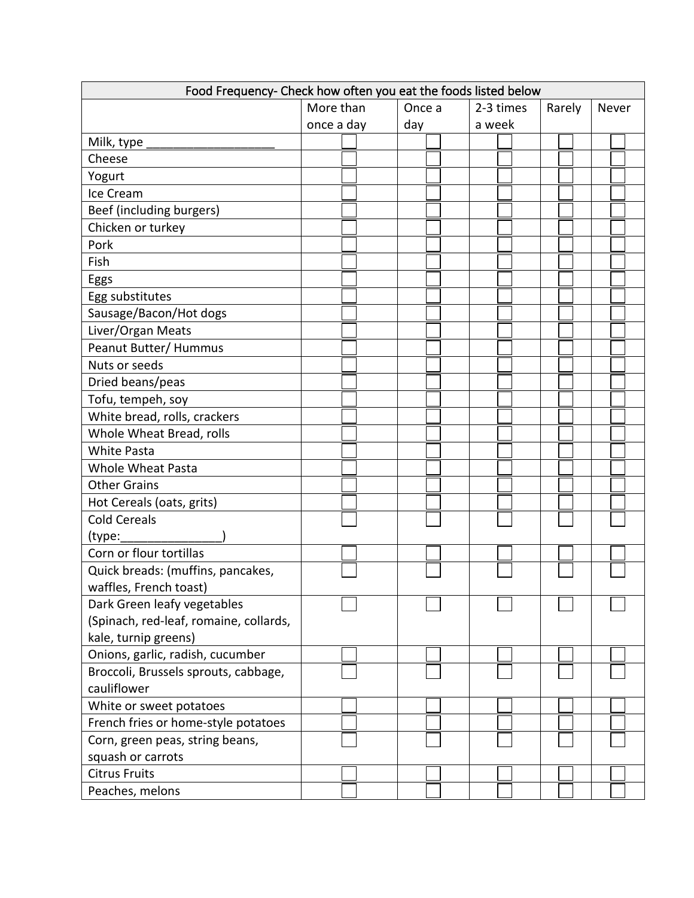| Food Frequency- Check how often you eat the foods listed below | | | | | |
|---|---|---|---|---|---|
| | More than once a day | Once a day | 2-3 times a week | Rarely | Never |
| Milk, type ___________________ | ☐ | ☐ | ☐ | ☐ | ☐ |
| Cheese | ☐ | ☐ | ☐ | ☐ | ☐ |
| Yogurt | ☐ | ☐ | ☐ | ☐ | ☐ |
| Ice Cream | ☐ | ☐ | ☐ | ☐ | ☐ |
| Beef (including burgers) | ☐ | ☐ | ☐ | ☐ | ☐ |
| Chicken or turkey | ☐ | ☐ | ☐ | ☐ | ☐ |
| Pork | ☐ | ☐ | ☐ | ☐ | ☐ |
| Fish | ☐ | ☐ | ☐ | ☐ | ☐ |
| Eggs | ☐ | ☐ | ☐ | ☐ | ☐ |
| Egg substitutes | ☐ | ☐ | ☐ | ☐ | ☐ |
| Sausage/Bacon/Hot dogs | ☐ | ☐ | ☐ | ☐ | ☐ |
| Liver/Organ Meats | ☐ | ☐ | ☐ | ☐ | ☐ |
| Peanut Butter/ Hummus | ☐ | ☐ | ☐ | ☐ | ☐ |
| Nuts or seeds | ☐ | ☐ | ☐ | ☐ | ☐ |
| Dried beans/peas | ☐ | ☐ | ☐ | ☐ | ☐ |
| Tofu, tempeh, soy | ☐ | ☐ | ☐ | ☐ | ☐ |
| White bread, rolls, crackers | ☐ | ☐ | ☐ | ☐ | ☐ |
| Whole Wheat Bread, rolls | ☐ | ☐ | ☐ | ☐ | ☐ |
| White Pasta | ☐ | ☐ | ☐ | ☐ | ☐ |
| Whole Wheat Pasta | ☐ | ☐ | ☐ | ☐ | ☐ |
| Other Grains | ☐ | ☐ | ☐ | ☐ | ☐ |
| Hot Cereals (oats, grits) | ☐ | ☐ | ☐ | ☐ | ☐ |
| Cold Cereals (type:_______________) | ☐ | ☐ | ☐ | ☐ | ☐ |
| Corn or flour tortillas | ☐ | ☐ | ☐ | ☐ | ☐ |
| Quick breads: (muffins, pancakes, waffles, French toast) | ☐ | ☐ | ☐ | ☐ | ☐ |
| Dark Green leafy vegetables (Spinach, red-leaf, romaine, collards, kale, turnip greens) | ☐ | ☐ | ☐ | ☐ | ☐ |
| Onions, garlic, radish, cucumber | ☐ | ☐ | ☐ | ☐ | ☐ |
| Broccoli, Brussels sprouts, cabbage, cauliflower | ☐ | ☐ | ☐ | ☐ | ☐ |
| White or sweet potatoes | ☐ | ☐ | ☐ | ☐ | ☐ |
| French fries or home-style potatoes | ☐ | ☐ | ☐ | ☐ | ☐ |
| Corn, green peas, string beans, squash or carrots | ☐ | ☐ | ☐ | ☐ | ☐ |
| Citrus Fruits | ☐ | ☐ | ☐ | ☐ | ☐ |
| Peaches, melons | ☐ | ☐ | ☐ | ☐ | ☐ |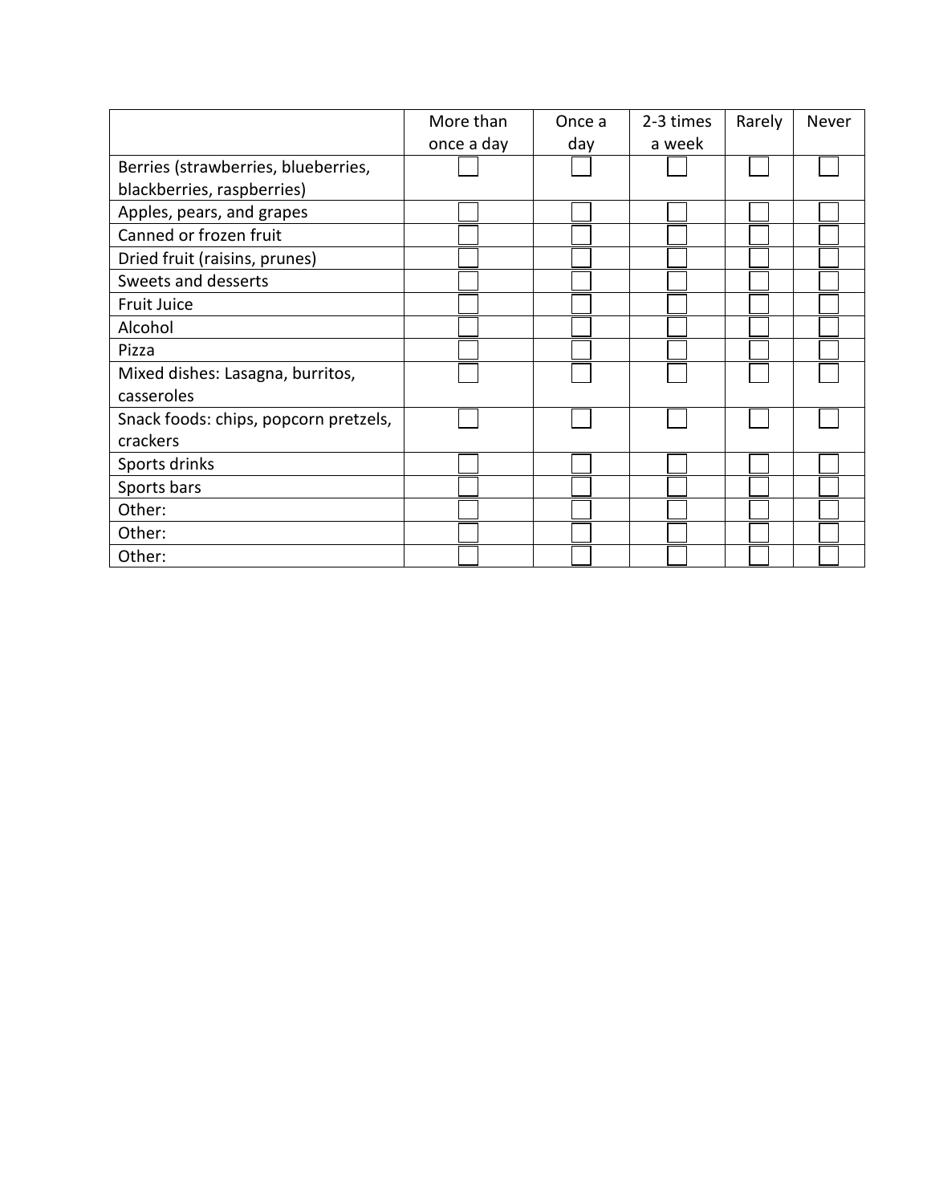| | More than once a day | Once a day | 2-3 times a week | Rarely | Never |
|---|---|---|---|---|---|
| Berries (strawberries, blueberries, blackberries, raspberries) | ☐ | ☐ | ☐ | ☐ | ☐ |
| Apples, pears, and grapes | ☐ | ☐ | ☐ | ☐ | ☐ |
| Canned or frozen fruit | ☐ | ☐ | ☐ | ☐ | ☐ |
| Dried fruit (raisins, prunes) | ☐ | ☐ | ☐ | ☐ | ☐ |
| Sweets and desserts | ☐ | ☐ | ☐ | ☐ | ☐ |
| Fruit Juice | ☐ | ☐ | ☐ | ☐ | ☐ |
| Alcohol | ☐ | ☐ | ☐ | ☐ | ☐ |
| Pizza | ☐ | ☐ | ☐ | ☐ | ☐ |
| Mixed dishes: Lasagna, burritos, casseroles | ☐ | ☐ | ☐ | ☐ | ☐ |
| Snack foods: chips, popcorn pretzels, crackers | ☐ | ☐ | ☐ | ☐ | ☐ |
| Sports drinks | ☐ | ☐ | ☐ | ☐ | ☐ |
| Sports bars | ☐ | ☐ | ☐ | ☐ | ☐ |
| Other: | ☐ | ☐ | ☐ | ☐ | ☐ |
| Other: | ☐ | ☐ | ☐ | ☐ | ☐ |
| Other: | ☐ | ☐ | ☐ | ☐ | ☐ |